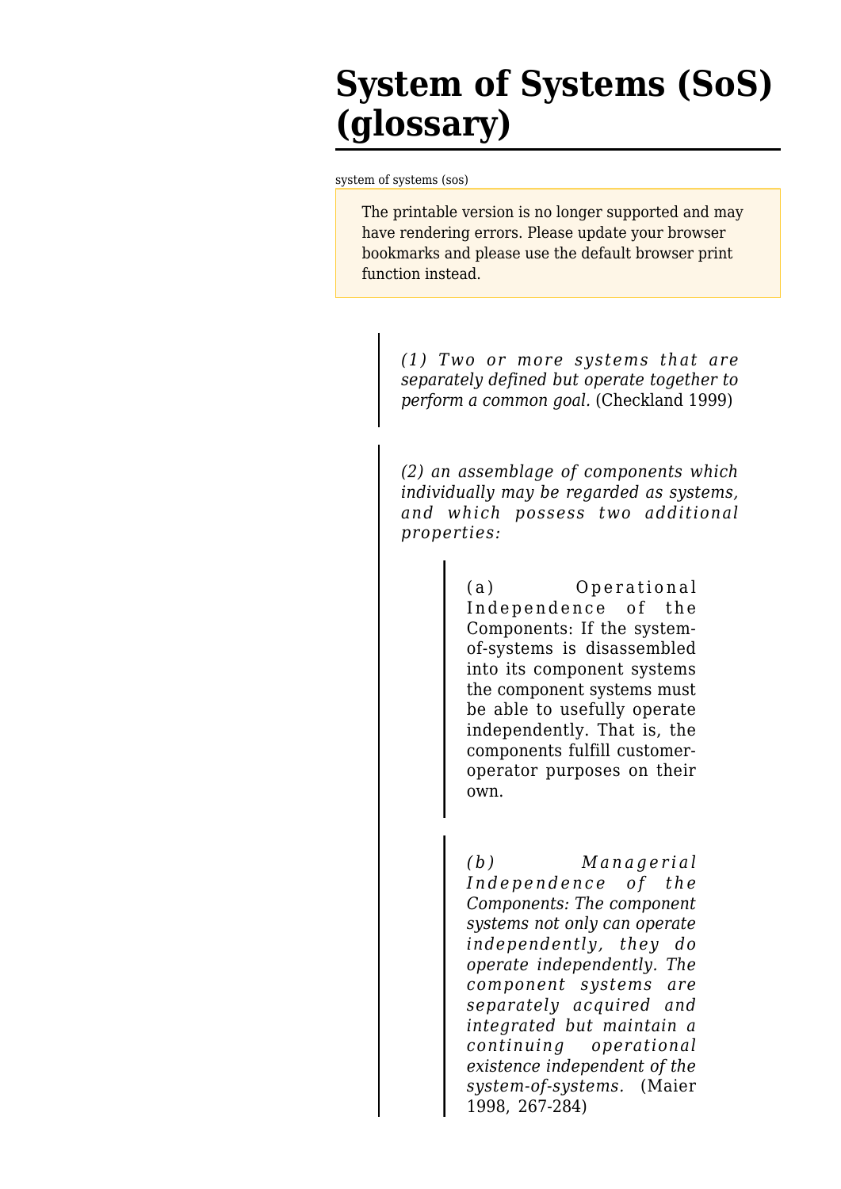# System of Systems (SoS) (glossary)

system of systems (sos)

The printable version is no longer supported and may have rendering errors. Please update your browser bookmarks and please use the default browser print function instead.

> *(1) Two or more systems that are separately defined but operate together to perform a common goal.* (Checkland 1999)

> *(2) an assemblage of components which individually may be regarded as systems, and which possess two additional properties:*
>
> > (a) Operational Independence of the Components: If the system-of-systems is disassembled into its component systems the component systems must be able to usefully operate independently. That is, the components fulfill customer-operator purposes on their own.
>
> > *(b) Managerial Independence of the Components: The component systems not only can operate independently, they do operate independently. The component systems are separately acquired and integrated but maintain a continuing operational existence independent of the system-of-systems.* (Maier 1998, 267-284)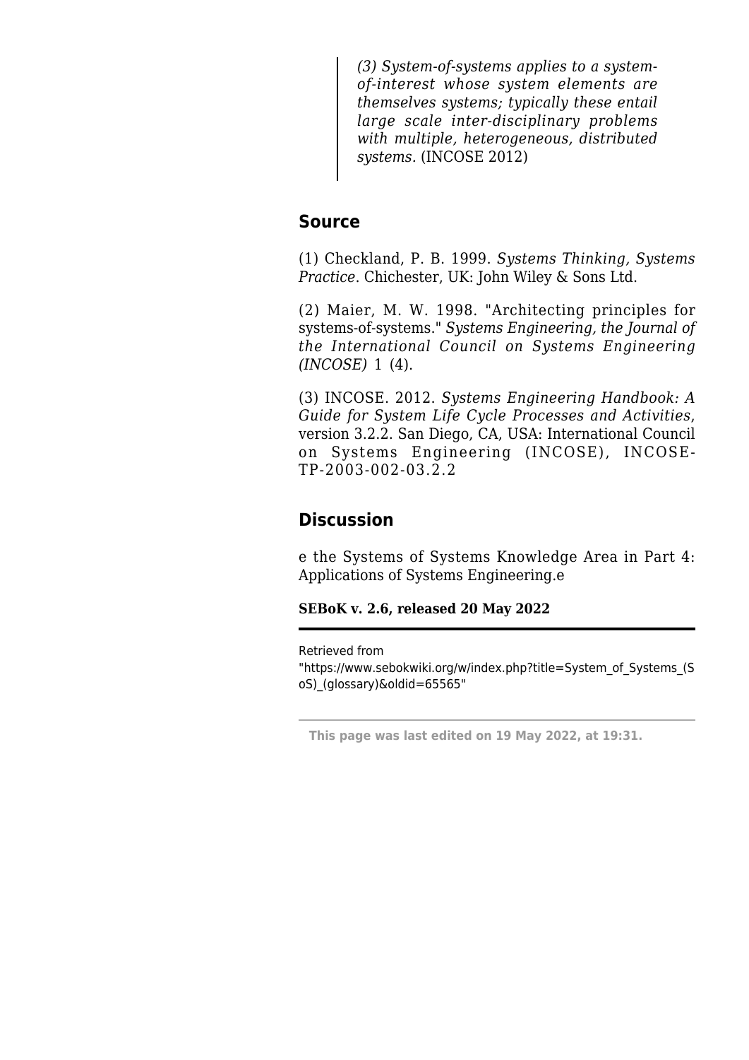> *(3) System-of-systems applies to a system-of-interest whose system elements are themselves systems; typically these entail large scale inter-disciplinary problems with multiple, heterogeneous, distributed systems.* (INCOSE 2012)

## Source

(1) Checkland, P. B. 1999. *Systems Thinking, Systems Practice*. Chichester, UK: John Wiley & Sons Ltd.

(2) Maier, M. W. 1998. "Architecting principles for systems-of-systems." *Systems Engineering, the Journal of the International Council on Systems Engineering (INCOSE)* 1 (4).

(3) INCOSE. 2012. *Systems Engineering Handbook: A Guide for System Life Cycle Processes and Activities*, version 3.2.2. San Diego, CA, USA: International Council on Systems Engineering (INCOSE), INCOSE-TP-2003-002-03.2.2

## Discussion

e the Systems of Systems Knowledge Area in Part 4: Applications of Systems Engineering.e

**SEBoK v. 2.6, released 20 May 2022**

Retrieved from "https://www.sebokwiki.org/w/index.php?title=System_of_Systems_(SoS)_(glossary)&oldid=65565"

This page was last edited on 19 May 2022, at 19:31.